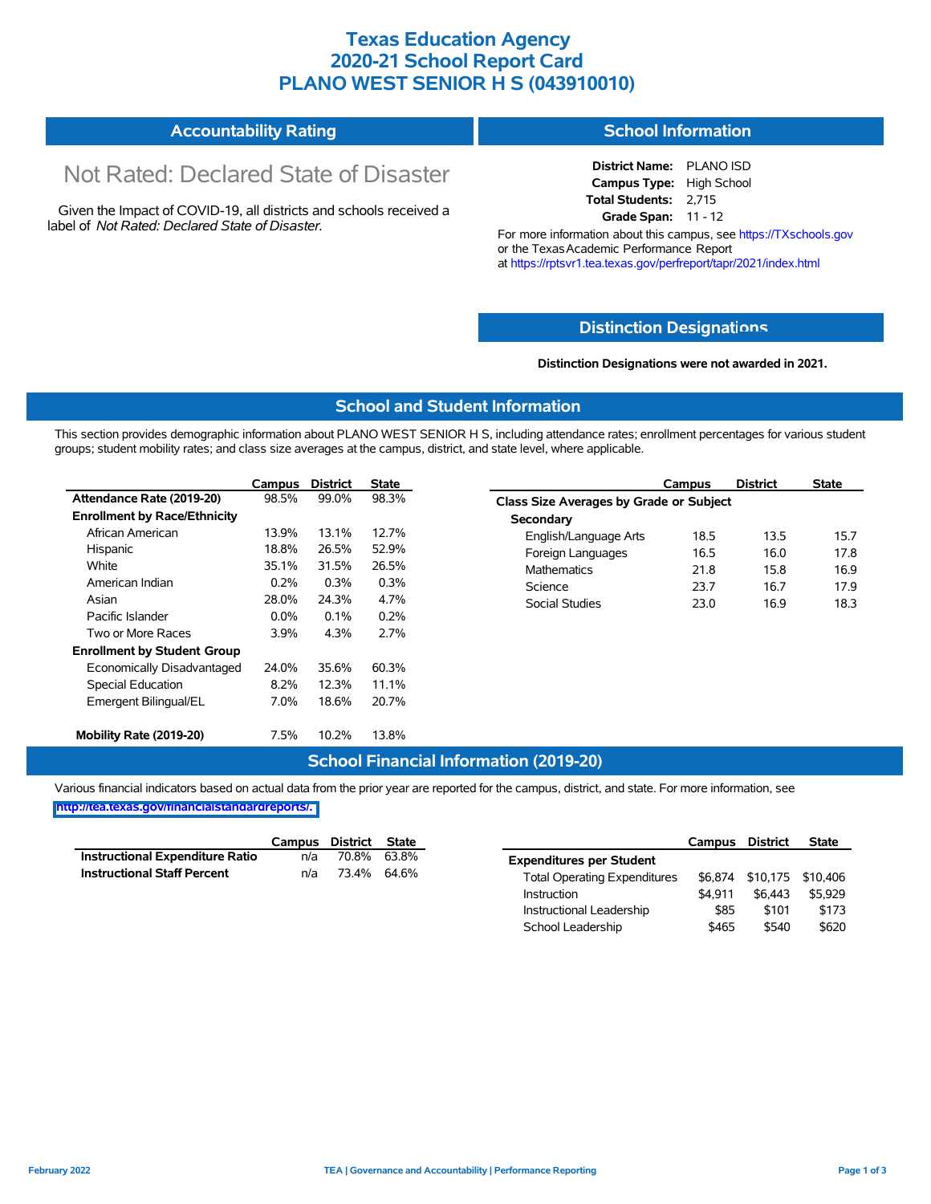# Texas Education Agency
# 2020-21 School Report Card
# PLANO WEST SENIOR H S (043910010)

## Accountability Rating

Not Rated: Declared State of Disaster

Given the Impact of COVID-19, all districts and schools received a label of *Not Rated: Declared State of Disaster*.

## School Information

**District Name:** PLANO ISD
**Campus Type:** High School
**Total Students:** 2,715
**Grade Span:** 11 - 12

For more information about this campus, see https://TXschools.gov or the Texas Academic Performance Report at https://rptsvr1.tea.texas.gov/perfreport/tapr/2021/index.html

## Distinction Designations

**Distinction Designations were not awarded in 2021.**

## School and Student Information

This section provides demographic information about PLANO WEST SENIOR H S, including attendance rates; enrollment percentages for various student groups; student mobility rates; and class size averages at the campus, district, and state level, where applicable.

| | Campus | District | State |
|---|---|---|---|
| **Attendance Rate (2019-20)** | 98.5% | 99.0% | 98.3% |
| **Enrollment by Race/Ethnicity** | | | |
| African American | 13.9% | 13.1% | 12.7% |
| Hispanic | 18.8% | 26.5% | 52.9% |
| White | 35.1% | 31.5% | 26.5% |
| American Indian | 0.2% | 0.3% | 0.3% |
| Asian | 28.0% | 24.3% | 4.7% |
| Pacific Islander | 0.0% | 0.1% | 0.2% |
| Two or More Races | 3.9% | 4.3% | 2.7% |
| **Enrollment by Student Group** | | | |
| Economically Disadvantaged | 24.0% | 35.6% | 60.3% |
| Special Education | 8.2% | 12.3% | 11.1% |
| Emergent Bilingual/EL | 7.0% | 18.6% | 20.7% |
| **Mobility Rate (2019-20)** | 7.5% | 10.2% | 13.8% |

| | Campus | District | State |
|---|---|---|---|
| **Class Size Averages by Grade or Subject** | | | |
| **Secondary** | | | |
| English/Language Arts | 18.5 | 13.5 | 15.7 |
| Foreign Languages | 16.5 | 16.0 | 17.8 |
| Mathematics | 21.8 | 15.8 | 16.9 |
| Science | 23.7 | 16.7 | 17.9 |
| Social Studies | 23.0 | 16.9 | 18.3 |

## School Financial Information (2019-20)

Various financial indicators based on actual data from the prior year are reported for the campus, district, and state. For more information, see http://tea.texas.gov/financialstandardreports/.

| | Campus | District | State |
|---|---|---|---|
| **Instructional Expenditure Ratio** | n/a | 70.8% | 63.8% |
| **Instructional Staff Percent** | n/a | 73.4% | 64.6% |

| | Campus | District | State |
|---|---|---|---|
| **Expenditures per Student** | | | |
| Total Operating Expenditures | $6,874 | $10,175 | $10,406 |
| Instruction | $4,911 | $6,443 | $5,929 |
| Instructional Leadership | $85 | $101 | $173 |
| School Leadership | $465 | $540 | $620 |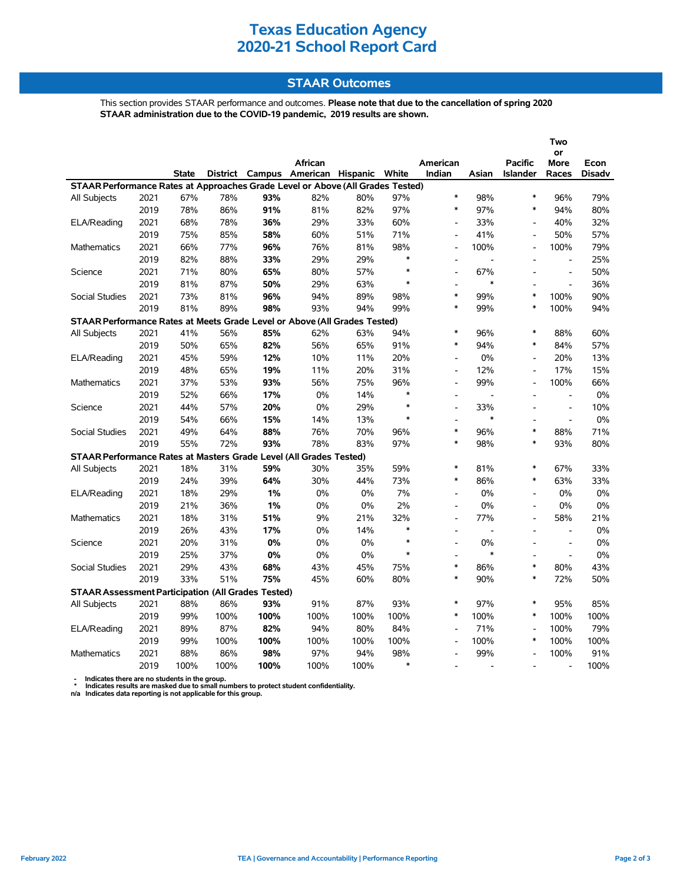# Texas Education Agency
# 2020-21 School Report Card

## STAAR Outcomes

This section provides STAAR performance and outcomes. **Please note that due to the cancellation of spring 2020 STAAR administration due to the COVID-19 pandemic, 2019 results are shown.**

| | | State | District | Campus | African American | Hispanic | White | American Indian | Asian | Pacific Islander | Two or More Races | Econ Disadv |
|---|---|---|---|---|---|---|---|---|---|---|---|---|
| **STAAR Performance Rates at Approaches Grade Level or Above (All Grades Tested)** | | | | | | | | | | | | |
| All Subjects | 2021 | 67% | 78% | **93%** | 82% | 80% | 97% | * | 98% | * | 96% | 79% |
| | 2019 | 78% | 86% | **91%** | 81% | 82% | 97% | * | 97% | * | 94% | 80% |
| ELA/Reading | 2021 | 68% | 78% | **36%** | 29% | 33% | 60% | - | 33% | - | 40% | 32% |
| | 2019 | 75% | 85% | **58%** | 60% | 51% | 71% | - | 41% | - | 50% | 57% |
| Mathematics | 2021 | 66% | 77% | **96%** | 76% | 81% | 98% | - | 100% | - | 100% | 79% |
| | 2019 | 82% | 88% | **33%** | 29% | 29% | * | - | - | - | - | 25% |
| Science | 2021 | 71% | 80% | **65%** | 80% | 57% | * | - | 67% | - | - | 50% |
| | 2019 | 81% | 87% | **50%** | 29% | 63% | * | - | * | - | - | 36% |
| Social Studies | 2021 | 73% | 81% | **96%** | 94% | 89% | 98% | * | 99% | * | 100% | 90% |
| | 2019 | 81% | 89% | **98%** | 93% | 94% | 99% | * | 99% | * | 100% | 94% |
| **STAAR Performance Rates at Meets Grade Level or Above (All Grades Tested)** | | | | | | | | | | | | |
| All Subjects | 2021 | 41% | 56% | **85%** | 62% | 63% | 94% | * | 96% | * | 88% | 60% |
| | 2019 | 50% | 65% | **82%** | 56% | 65% | 91% | * | 94% | * | 84% | 57% |
| ELA/Reading | 2021 | 45% | 59% | **12%** | 10% | 11% | 20% | - | 0% | - | 20% | 13% |
| | 2019 | 48% | 65% | **19%** | 11% | 20% | 31% | - | 12% | - | 17% | 15% |
| Mathematics | 2021 | 37% | 53% | **93%** | 56% | 75% | 96% | - | 99% | - | 100% | 66% |
| | 2019 | 52% | 66% | **17%** | 0% | 14% | * | - | - | - | - | 0% |
| Science | 2021 | 44% | 57% | **20%** | 0% | 29% | * | - | 33% | - | - | 10% |
| | 2019 | 54% | 66% | **15%** | 14% | 13% | * | - | * | - | - | 0% |
| Social Studies | 2021 | 49% | 64% | **88%** | 76% | 70% | 96% | * | 96% | * | 88% | 71% |
| | 2019 | 55% | 72% | **93%** | 78% | 83% | 97% | * | 98% | * | 93% | 80% |
| **STAAR Performance Rates at Masters Grade Level (All Grades Tested)** | | | | | | | | | | | | |
| All Subjects | 2021 | 18% | 31% | **59%** | 30% | 35% | 59% | * | 81% | * | 67% | 33% |
| | 2019 | 24% | 39% | **64%** | 30% | 44% | 73% | * | 86% | * | 63% | 33% |
| ELA/Reading | 2021 | 18% | 29% | **1%** | 0% | 0% | 7% | - | 0% | - | 0% | 0% |
| | 2019 | 21% | 36% | **1%** | 0% | 0% | 2% | - | 0% | - | 0% | 0% |
| Mathematics | 2021 | 18% | 31% | **51%** | 9% | 21% | 32% | - | 77% | - | 58% | 21% |
| | 2019 | 26% | 43% | **17%** | 0% | 14% | * | - | - | - | - | 0% |
| Science | 2021 | 20% | 31% | **0%** | 0% | 0% | * | - | 0% | - | - | 0% |
| | 2019 | 25% | 37% | **0%** | 0% | 0% | * | - | * | - | - | 0% |
| Social Studies | 2021 | 29% | 43% | **68%** | 43% | 45% | 75% | * | 86% | * | 80% | 43% |
| | 2019 | 33% | 51% | **75%** | 45% | 60% | 80% | * | 90% | * | 72% | 50% |
| **STAAR Assessment Participation (All Grades Tested)** | | | | | | | | | | | | |
| All Subjects | 2021 | 88% | 86% | **93%** | 91% | 87% | 93% | * | 97% | * | 95% | 85% |
| | 2019 | 99% | 100% | **100%** | 100% | 100% | 100% | * | 100% | * | 100% | 100% |
| ELA/Reading | 2021 | 89% | 87% | **82%** | 94% | 80% | 84% | - | 71% | - | 100% | 79% |
| | 2019 | 99% | 100% | **100%** | 100% | 100% | 100% | - | 100% | * | 100% | 100% |
| Mathematics | 2021 | 88% | 86% | **98%** | 97% | 94% | 98% | - | 99% | - | 100% | 91% |
| | 2019 | 100% | 100% | **100%** | 100% | 100% | * | - | - | - | - | 100% |

- Indicates there are no students in the group.
\* Indicates results are masked due to small numbers to protect student confidentiality.
n/a Indicates data reporting is not applicable for this group.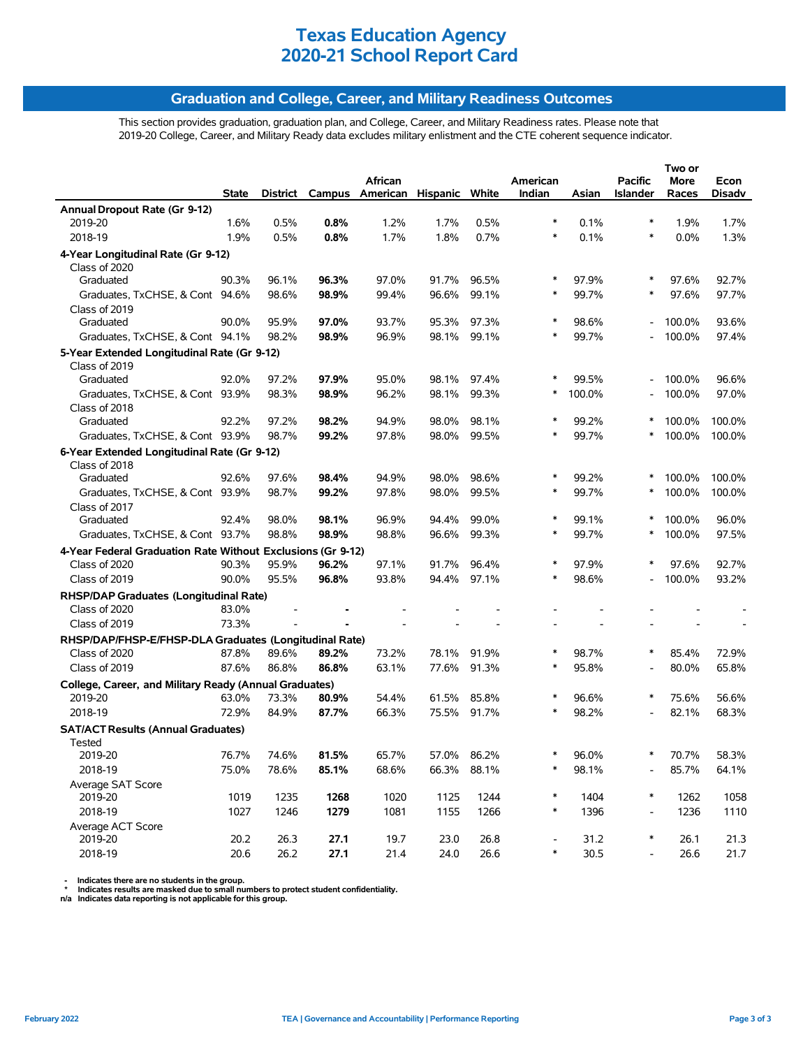# Texas Education Agency
# 2020-21 School Report Card

## Graduation and College, Career, and Military Readiness Outcomes

This section provides graduation, graduation plan, and College, Career, and Military Readiness rates. Please note that 2019-20 College, Career, and Military Ready data excludes military enlistment and the CTE coherent sequence indicator.

| | State | District | Campus | African American | Hispanic | White | American Indian | Asian | Pacific Islander | Two or More Races | Econ Disadv |
|---|---|---|---|---|---|---|---|---|---|---|---|
| **Annual Dropout Rate (Gr 9-12)** | | | | | | | | | | | |
| 2019-20 | 1.6% | 0.5% | **0.8%** | 1.2% | 1.7% | 0.5% | * | 0.1% | * | 1.9% | 1.7% |
| 2018-19 | 1.9% | 0.5% | **0.8%** | 1.7% | 1.8% | 0.7% | * | 0.1% | * | 0.0% | 1.3% |
| **4-Year Longitudinal Rate (Gr 9-12)** | | | | | | | | | | | |
| Class of 2020 | | | | | | | | | | | |
| Graduated | 90.3% | 96.1% | **96.3%** | 97.0% | 91.7% | 96.5% | * | 97.9% | * | 97.6% | 92.7% |
| Graduates, TxCHSE, & Cont | 94.6% | 98.6% | **98.9%** | 99.4% | 96.6% | 99.1% | * | 99.7% | * | 97.6% | 97.7% |
| Class of 2019 | | | | | | | | | | | |
| Graduated | 90.0% | 95.9% | **97.0%** | 93.7% | 95.3% | 97.3% | * | 98.6% | - | 100.0% | 93.6% |
| Graduates, TxCHSE, & Cont | 94.1% | 98.2% | **98.9%** | 96.9% | 98.1% | 99.1% | * | 99.7% | - | 100.0% | 97.4% |
| **5-Year Extended Longitudinal Rate (Gr 9-12)** | | | | | | | | | | | |
| Class of 2019 | | | | | | | | | | | |
| Graduated | 92.0% | 97.2% | **97.9%** | 95.0% | 98.1% | 97.4% | * | 99.5% | - | 100.0% | 96.6% |
| Graduates, TxCHSE, & Cont | 93.9% | 98.3% | **98.9%** | 96.2% | 98.1% | 99.3% | * | 100.0% | - | 100.0% | 97.0% |
| Class of 2018 | | | | | | | | | | | |
| Graduated | 92.2% | 97.2% | **98.2%** | 94.9% | 98.0% | 98.1% | * | 99.2% | * | 100.0% | 100.0% |
| Graduates, TxCHSE, & Cont | 93.9% | 98.7% | **99.2%** | 97.8% | 98.0% | 99.5% | * | 99.7% | * | 100.0% | 100.0% |
| **6-Year Extended Longitudinal Rate (Gr 9-12)** | | | | | | | | | | | |
| Class of 2018 | | | | | | | | | | | |
| Graduated | 92.6% | 97.6% | **98.4%** | 94.9% | 98.0% | 98.6% | * | 99.2% | * | 100.0% | 100.0% |
| Graduates, TxCHSE, & Cont | 93.9% | 98.7% | **99.2%** | 97.8% | 98.0% | 99.5% | * | 99.7% | * | 100.0% | 100.0% |
| Class of 2017 | | | | | | | | | | | |
| Graduated | 92.4% | 98.0% | **98.1%** | 96.9% | 94.4% | 99.0% | * | 99.1% | * | 100.0% | 96.0% |
| Graduates, TxCHSE, & Cont | 93.7% | 98.8% | **98.9%** | 98.8% | 96.6% | 99.3% | * | 99.7% | * | 100.0% | 97.5% |
| **4-Year Federal Graduation Rate Without Exclusions (Gr 9-12)** | | | | | | | | | | | |
| Class of 2020 | 90.3% | 95.9% | **96.2%** | 97.1% | 91.7% | 96.4% | * | 97.9% | * | 97.6% | 92.7% |
| Class of 2019 | 90.0% | 95.5% | **96.8%** | 93.8% | 94.4% | 97.1% | * | 98.6% | - | 100.0% | 93.2% |
| **RHSP/DAP Graduates (Longitudinal Rate)** | | | | | | | | | | | |
| Class of 2020 | 83.0% | - | **-** | - | - | - | - | - | - | - | - |
| Class of 2019 | 73.3% | - | **-** | - | - | - | - | - | - | - | - |
| **RHSP/DAP/FHSP-E/FHSP-DLA Graduates (Longitudinal Rate)** | | | | | | | | | | | |
| Class of 2020 | 87.8% | 89.6% | **89.2%** | 73.2% | 78.1% | 91.9% | * | 98.7% | * | 85.4% | 72.9% |
| Class of 2019 | 87.6% | 86.8% | **86.8%** | 63.1% | 77.6% | 91.3% | * | 95.8% | - | 80.0% | 65.8% |
| **College, Career, and Military Ready (Annual Graduates)** | | | | | | | | | | | |
| 2019-20 | 63.0% | 73.3% | **80.9%** | 54.4% | 61.5% | 85.8% | * | 96.6% | * | 75.6% | 56.6% |
| 2018-19 | 72.9% | 84.9% | **87.7%** | 66.3% | 75.5% | 91.7% | * | 98.2% | - | 82.1% | 68.3% |
| **SAT/ACT Results (Annual Graduates)** | | | | | | | | | | | |
| Tested | | | | | | | | | | | |
| 2019-20 | 76.7% | 74.6% | **81.5%** | 65.7% | 57.0% | 86.2% | * | 96.0% | * | 70.7% | 58.3% |
| 2018-19 | 75.0% | 78.6% | **85.1%** | 68.6% | 66.3% | 88.1% | * | 98.1% | - | 85.7% | 64.1% |
| Average SAT Score | | | | | | | | | | | |
| 2019-20 | 1019 | 1235 | **1268** | 1020 | 1125 | 1244 | * | 1404 | * | 1262 | 1058 |
| 2018-19 | 1027 | 1246 | **1279** | 1081 | 1155 | 1266 | * | 1396 | - | 1236 | 1110 |
| Average ACT Score | | | | | | | | | | | |
| 2019-20 | 20.2 | 26.3 | **27.1** | 19.7 | 23.0 | 26.8 | - | 31.2 | * | 26.1 | 21.3 |
| 2018-19 | 20.6 | 26.2 | **27.1** | 21.4 | 24.0 | 26.6 | * | 30.5 | - | 26.6 | 21.7 |

- Indicates there are no students in the group.
* Indicates results are masked due to small numbers to protect student confidentiality.
n/a Indicates data reporting is not applicable for this group.